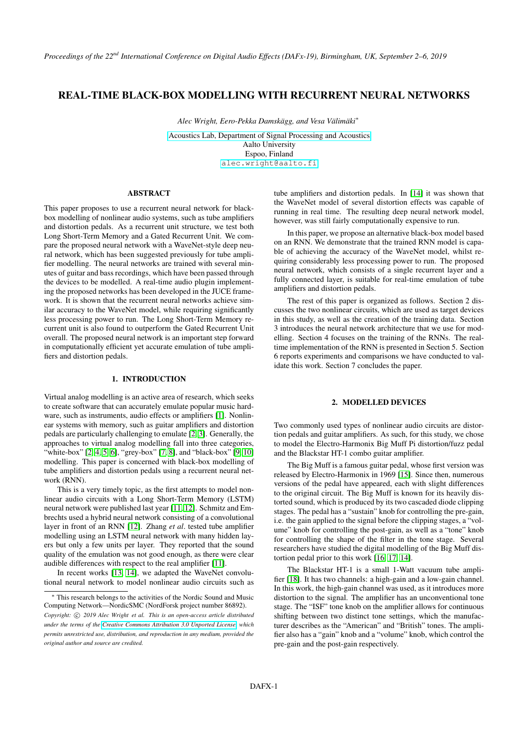# REAL-TIME BLACK-BOX MODELLING WITH RECURRENT NEURAL NETWORKS

*Alec Wright, Eero-Pekka Damskägg, and Vesa Välimäki[*]*

Acoustics Lab, Department of Signal Processing and Acoustics
Aalto University
Espoo, Finland
alec.wright@aalto.fi

## ABSTRACT

This paper proposes to use a recurrent neural network for black-box modelling of nonlinear audio systems, such as tube amplifiers and distortion pedals. As a recurrent unit structure, we test both Long Short-Term Memory and a Gated Recurrent Unit. We compare the proposed neural network with a WaveNet-style deep neural network, which has been suggested previously for tube amplifier modelling. The neural networks are trained with several minutes of guitar and bass recordings, which have been passed through the devices to be modelled. A real-time audio plugin implementing the proposed networks has been developed in the JUCE framework. It is shown that the recurrent neural networks achieve similar accuracy to the WaveNet model, while requiring significantly less processing power to run. The Long Short-Term Memory recurrent unit is also found to outperform the Gated Recurrent Unit overall. The proposed neural network is an important step forward in computationally efficient yet accurate emulation of tube amplifiers and distortion pedals.

## 1. INTRODUCTION

Virtual analog modelling is an active area of research, which seeks to create software that can accurately emulate popular music hardware, such as instruments, audio effects or amplifiers [1]. Nonlinear systems with memory, such as guitar amplifiers and distortion pedals are particularly challenging to emulate [2, 3]. Generally, the approaches to virtual analog modelling fall into three categories, "white-box" [2, 4, 5, 6], "grey-box" [7, 8], and "black-box" [9, 10] modelling. This paper is concerned with black-box modelling of tube amplifiers and distortion pedals using a recurrent neural network (RNN).

This is a very timely topic, as the first attempts to model nonlinear audio circuits with a Long Short-Term Memory (LSTM) neural network were published last year [11, 12]. Schmitz and Embrechts used a hybrid neural network consisting of a convolutional layer in front of an RNN [12]. Zhang *et al*. tested tube amplifier modelling using an LSTM neural network with many hidden layers but only a few units per layer. They reported that the sound quality of the emulation was not good enough, as there were clear audible differences with respect to the real amplifier [11].

In recent works [13, 14], we adapted the WaveNet convolutional neural network to model nonlinear audio circuits such as tube amplifiers and distortion pedals. In [14] it was shown that the WaveNet model of several distortion effects was capable of running in real time. The resulting deep neural network model, however, was still fairly computationally expensive to run.

In this paper, we propose an alternative black-box model based on an RNN. We demonstrate that the trained RNN model is capable of achieving the accuracy of the WaveNet model, whilst requiring considerably less processing power to run. The proposed neural network, which consists of a single recurrent layer and a fully connected layer, is suitable for real-time emulation of tube amplifiers and distortion pedals.

The rest of this paper is organized as follows. Section 2 discusses the two nonlinear circuits, which are used as target devices in this study, as well as the creation of the training data. Section 3 introduces the neural network architecture that we use for modelling. Section 4 focuses on the training of the RNNs. The real-time implementation of the RNN is presented in Section 5. Section 6 reports experiments and comparisons we have conducted to validate this work. Section 7 concludes the paper.

## 2. MODELLED DEVICES

Two commonly used types of nonlinear audio circuits are distortion pedals and guitar amplifiers. As such, for this study, we chose to model the Electro-Harmonix Big Muff Pi distortion/fuzz pedal and the Blackstar HT-1 combo guitar amplifier.

The Big Muff is a famous guitar pedal, whose first version was released by Electro-Harmonix in 1969 [15]. Since then, numerous versions of the pedal have appeared, each with slight differences to the original circuit. The Big Muff is known for its heavily distorted sound, which is produced by its two cascaded diode clipping stages. The pedal has a "sustain" knob for controlling the pre-gain, i.e. the gain applied to the signal before the clipping stages, a "volume" knob for controlling the post-gain, as well as a "tone" knob for controlling the shape of the filter in the tone stage. Several researchers have studied the digital modelling of the Big Muff distortion pedal prior to this work [16, 17, 14].

The Blackstar HT-1 is a small 1-Watt vacuum tube amplifier [18]. It has two channels: a high-gain and a low-gain channel. In this work, the high-gain channel was used, as it introduces more distortion to the signal. The amplifier has an unconventional tone stage. The "ISF" tone knob on the amplifier allows for continuous shifting between two distinct tone settings, which the manufacturer describes as the "American" and "British" tones. The amplifier also has a "gain" knob and a "volume" knob, which control the pre-gain and the post-gain respectively.

---

[*] This research belongs to the activities of the Nordic Sound and Music Computing Network—NordicSMC (NordForsk project number 86892).

*Copyright: © 2019 Alec Wright et al. This is an open-access article distributed under the terms of the Creative Commons Attribution 3.0 Unported License, which permits unrestricted use, distribution, and reproduction in any medium, provided the original author and source are credited.*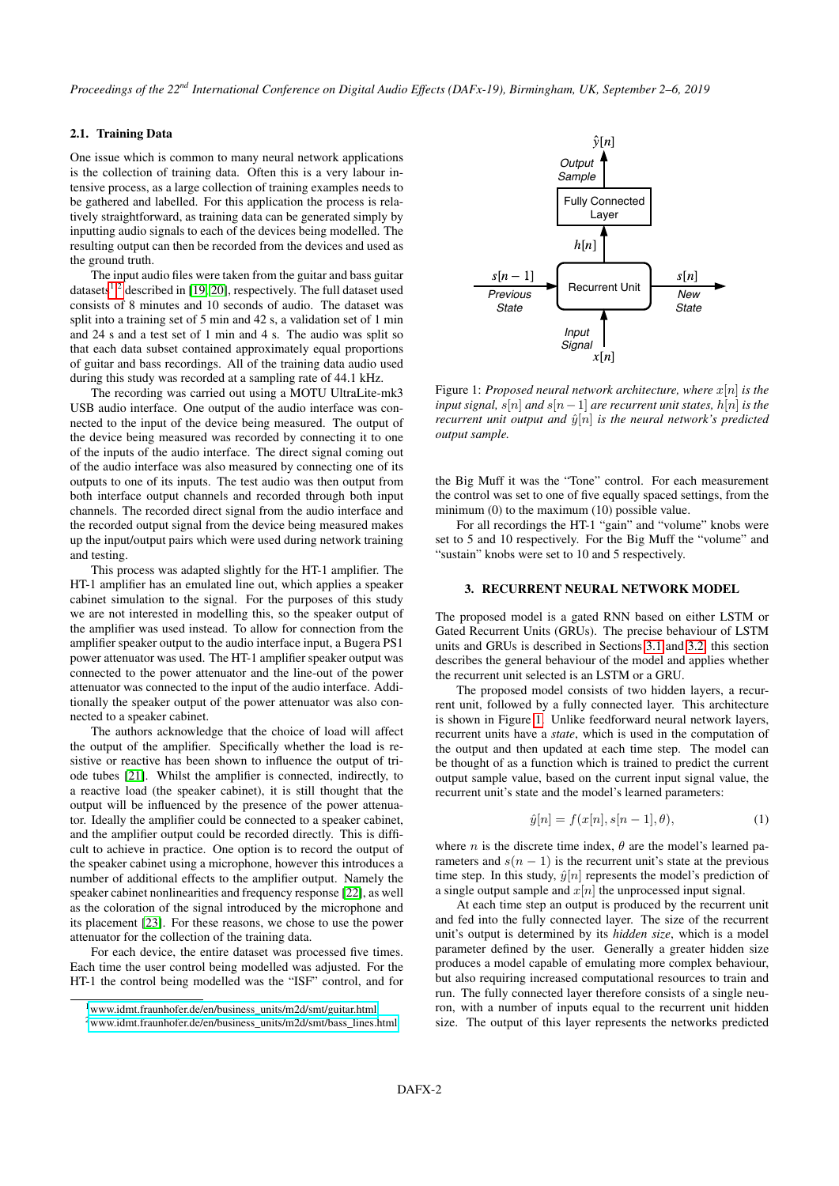### 2.1. Training Data

One issue which is common to many neural network applications is the collection of training data. Often this is a very labour intensive process, as a large collection of training examples needs to be gathered and labelled. For this application the process is relatively straightforward, as training data can be generated simply by inputting audio signals to each of the devices being modelled. The resulting output can then be recorded from the devices and used as the ground truth.

The input audio files were taken from the guitar and bass guitar datasets[1,2] described in [19, 20], respectively. The full dataset used consists of 8 minutes and 10 seconds of audio. The dataset was split into a training set of 5 min and 42 s, a validation set of 1 min and 24 s and a test set of 1 min and 4 s. The audio was split so that each data subset contained approximately equal proportions of guitar and bass recordings. All of the training data audio used during this study was recorded at a sampling rate of 44.1 kHz.

The recording was carried out using a MOTU UltraLite-mk3 USB audio interface. One output of the audio interface was connected to the input of the device being measured. The output of the device being measured was recorded by connecting it to one of the inputs of the audio interface. The direct signal coming out of the audio interface was also measured by connecting one of its outputs to one of its inputs. The test audio was then output from both interface output channels and recorded through both input channels. The recorded direct signal from the audio interface and the recorded output signal from the device being measured makes up the input/output pairs which were used during network training and testing.

This process was adapted slightly for the HT-1 amplifier. The HT-1 amplifier has an emulated line out, which applies a speaker cabinet simulation to the signal. For the purposes of this study we are not interested in modelling this, so the speaker output of the amplifier was used instead. To allow for connection from the amplifier speaker output to the audio interface input, a Bugera PS1 power attenuator was used. The HT-1 amplifier speaker output was connected to the power attenuator and the line-out of the power attenuator was connected to the input of the audio interface. Additionally the speaker output of the power attenuator was also connected to a speaker cabinet.

The authors acknowledge that the choice of load will affect the output of the amplifier. Specifically whether the load is resistive or reactive has been shown to influence the output of triode tubes [21]. Whilst the amplifier is connected, indirectly, to a reactive load (the speaker cabinet), it is still thought that the output will be influenced by the presence of the power attenuator. Ideally the amplifier could be connected to a speaker cabinet, and the amplifier output could be recorded directly. This is difficult to achieve in practice. One option is to record the output of the speaker cabinet using a microphone, however this introduces a number of additional effects to the amplifier output. Namely the speaker cabinet nonlinearities and frequency response [22], as well as the coloration of the signal introduced by the microphone and its placement [23]. For these reasons, we chose to use the power attenuator for the collection of the training data.

For each device, the entire dataset was processed five times. Each time the user control being modelled was adjusted. For the HT-1 the control being modelled was the "ISF" control, and for the Big Muff it was the "Tone" control. For each measurement the control was set to one of five equally spaced settings, from the minimum (0) to the maximum (10) possible value.

For all recordings the HT-1 "gain" and "volume" knobs were set to 5 and 10 respectively. For the Big Muff the "volume" and "sustain" knobs were set to 10 and 5 respectively.

[1] www.idmt.fraunhofer.de/en/business_units/m2d/smt/guitar.html
[2] www.idmt.fraunhofer.de/en/business_units/m2d/smt/bass_lines.html

Figure 1: *Proposed neural network architecture, where $x[n]$ is the input signal, $s[n]$ and $s[n-1]$ are recurrent unit states, $h[n]$ is the recurrent unit output and $\hat{y}[n]$ is the neural network's predicted output sample.*

## 3. RECURRENT NEURAL NETWORK MODEL

The proposed model is a gated RNN based on either LSTM or Gated Recurrent Units (GRUs). The precise behaviour of LSTM units and GRUs is described in Sections 3.1 and 3.2, this section describes the general behaviour of the model and applies whether the recurrent unit selected is an LSTM or a GRU.

The proposed model consists of two hidden layers, a recurrent unit, followed by a fully connected layer. This architecture is shown in Figure 1. Unlike feedforward neural network layers, recurrent units have a *state*, which is used in the computation of the output and then updated at each time step. The model can be thought of as a function which is trained to predict the current output sample value, based on the current input signal value, the recurrent unit's state and the model's learned parameters:

$$\hat{y}[n] = f(x[n], s[n-1], \theta), \tag{1}$$

where $n$ is the discrete time index, $\theta$ are the model's learned parameters and $s(n-1)$ is the recurrent unit's state at the previous time step. In this study, $\hat{y}[n]$ represents the model's prediction of a single output sample and $x[n]$ the unprocessed input signal.

At each time step an output is produced by the recurrent unit and fed into the fully connected layer. The size of the recurrent unit's output is determined by its *hidden size*, which is a model parameter defined by the user. Generally a greater hidden size produces a model capable of emulating more complex behaviour, but also requiring increased computational resources to train and run. The fully connected layer therefore consists of a single neuron, with a number of inputs equal to the recurrent unit hidden size. The output of this layer represents the networks predicted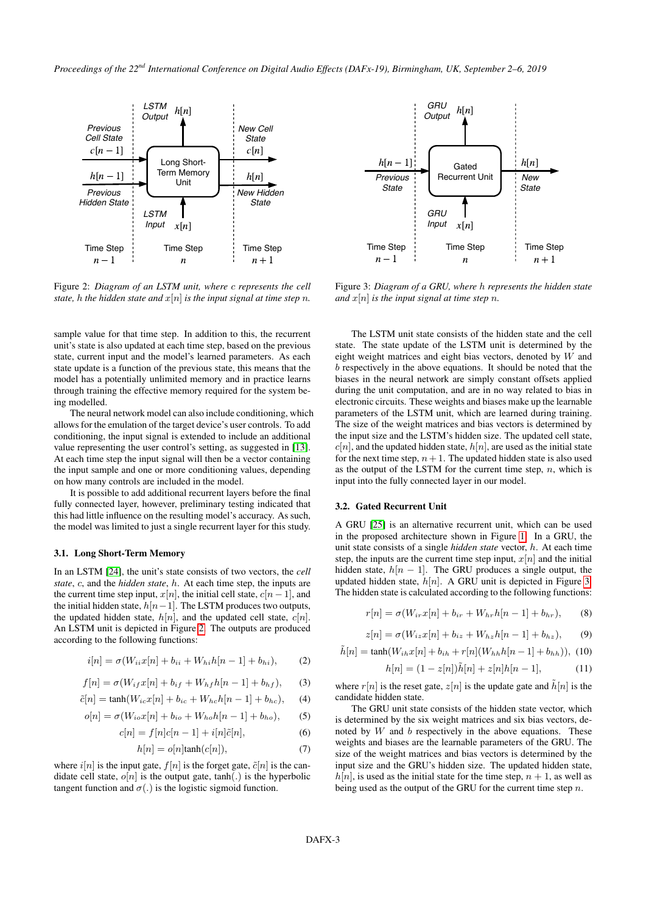Figure 2: *Diagram of an LSTM unit, where $c$ represents the cell state, $h$ the hidden state and $x[n]$ is the input signal at time step $n$.*

Figure 3: *Diagram of a GRU, where $h$ represents the hidden state and $x[n]$ is the input signal at time step $n$.*

sample value for that time step. In addition to this, the recurrent unit's state is also updated at each time step, based on the previous state, current input and the model's learned parameters. As each state update is a function of the previous state, this means that the model has a potentially unlimited memory and in practice learns through training the effective memory required for the system being modelled.

The neural network model can also include conditioning, which allows for the emulation of the target device's user controls. To add conditioning, the input signal is extended to include an additional value representing the user control's setting, as suggested in [13]. At each time step the input signal will then be a vector containing the input sample and one or more conditioning values, depending on how many controls are included in the model.

It is possible to add additional recurrent layers before the final fully connected layer, however, preliminary testing indicated that this had little influence on the resulting model's accuracy. As such, the model was limited to just a single recurrent layer for this study.

### 3.1. Long Short-Term Memory

In an LSTM [24], the unit's state consists of two vectors, the *cell state*, $c$, and the *hidden state*, $h$. At each time step, the inputs are the current time step input, $x[n]$, the initial cell state, $c[n-1]$, and the initial hidden state, $h[n-1]$. The LSTM produces two outputs, the updated hidden state, $h[n]$, and the updated cell state, $c[n]$. An LSTM unit is depicted in Figure 2. The outputs are produced according to the following functions:

$$i[n] = \sigma(W_{ii}x[n] + b_{ii} + W_{hi}h[n-1] + b_{hi}), \quad (2)$$

$$f[n] = \sigma(W_{if}x[n] + b_{if} + W_{hf}h[n-1] + b_{hf}), \quad (3)$$

$$\tilde{c}[n] = \tanh(W_{ic}x[n] + b_{ic} + W_{hc}h[n-1] + b_{hc}), \quad (4)$$

$$o[n] = \sigma(W_{io}x[n] + b_{io} + W_{ho}h[n-1] + b_{ho}), \quad (5)$$

$$c[n] = f[n]c[n-1] + i[n]\tilde{c}[n], \quad (6)$$

$$h[n] = o[n]\tanh(c[n]), \quad (7)$$

where $i[n]$ is the input gate, $f[n]$ is the forget gate, $\tilde{c}[n]$ is the candidate cell state, $o[n]$ is the output gate, $\tanh(.)$ is the hyperbolic tangent function and $\sigma(.)$ is the logistic sigmoid function.

The LSTM unit state consists of the hidden state and the cell state. The state update of the LSTM unit is determined by the eight weight matrices and eight bias vectors, denoted by $W$ and $b$ respectively in the above equations. It should be noted that the biases in the neural network are simply constant offsets applied during the unit computation, and are in no way related to bias in electronic circuits. These weights and biases make up the learnable parameters of the LSTM unit, which are learned during training. The size of the weight matrices and bias vectors is determined by the input size and the LSTM's hidden size. The updated cell state, $c[n]$, and the updated hidden state, $h[n]$, are used as the initial state for the next time step, $n+1$. The updated hidden state is also used as the output of the LSTM for the current time step, $n$, which is input into the fully connected layer in our model.

### 3.2. Gated Recurrent Unit

A GRU [25] is an alternative recurrent unit, which can be used in the proposed architecture shown in Figure 1. In a GRU, the unit state consists of a single *hidden state* vector, $h$. At each time step, the inputs are the current time step input, $x[n]$ and the initial hidden state, $h[n-1]$. The GRU produces a single output, the updated hidden state, $h[n]$. A GRU unit is depicted in Figure 3. The hidden state is calculated according to the following functions:

$$r[n] = \sigma(W_{ir}x[n] + b_{ir} + W_{hr}h[n-1] + b_{hr}), \quad (8)$$

$$z[n] = \sigma(W_{iz}x[n] + b_{iz} + W_{hz}h[n-1] + b_{hz}), \quad (9)$$

$$\tilde{h}[n] = \tanh(W_{ih}x[n] + b_{ih} + r[n](W_{hh}h[n-1] + b_{hh})), \quad (10)$$

$$h[n] = (1 - z[n])\tilde{h}[n] + z[n]h[n-1], \quad (11)$$

where $r[n]$ is the reset gate, $z[n]$ is the update gate and $\tilde{h}[n]$ is the candidate hidden state.

The GRU unit state consists of the hidden state vector, which is determined by the six weight matrices and six bias vectors, denoted by $W$ and $b$ respectively in the above equations. These weights and biases are the learnable parameters of the GRU. The size of the weight matrices and bias vectors is determined by the input size and the GRU's hidden size. The updated hidden state, $h[n]$, is used as the initial state for the time step, $n+1$, as well as being used as the output of the GRU for the current time step $n$.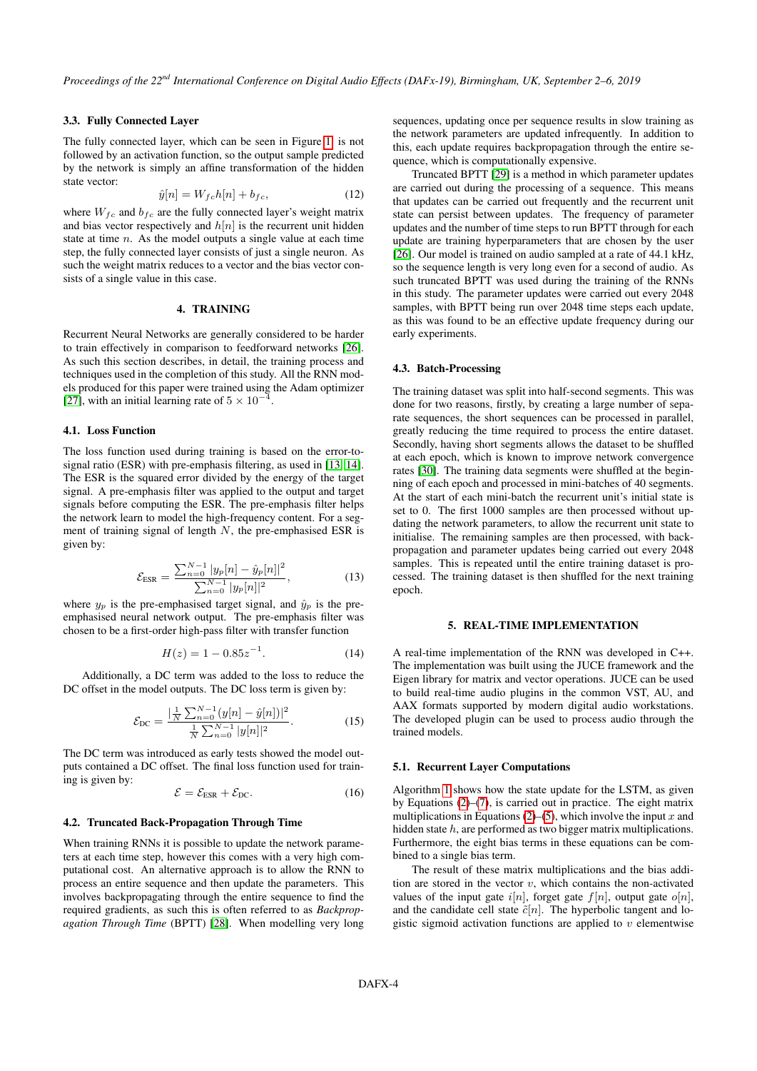### 3.3. Fully Connected Layer

The fully connected layer, which can be seen in Figure 1, is not followed by an activation function, so the output sample predicted by the network is simply an affine transformation of the hidden state vector:

$$\hat{y}[n] = W_{fc}h[n] + b_{fc}, \tag{12}$$

where $W_{fc}$ and $b_{fc}$ are the fully connected layer's weight matrix and bias vector respectively and $h[n]$ is the recurrent unit hidden state at time $n$. As the model outputs a single value at each time step, the fully connected layer consists of just a single neuron. As such the weight matrix reduces to a vector and the bias vector consists of a single value in this case.

## 4. TRAINING

Recurrent Neural Networks are generally considered to be harder to train effectively in comparison to feedforward networks [26]. As such this section describes, in detail, the training process and techniques used in the completion of this study. All the RNN models produced for this paper were trained using the Adam optimizer [27], with an initial learning rate of $5 \times 10^{-4}$.

### 4.1. Loss Function

The loss function used during training is based on the error-to-signal ratio (ESR) with pre-emphasis filtering, as used in [13, 14]. The ESR is the squared error divided by the energy of the target signal. A pre-emphasis filter was applied to the output and target signals before computing the ESR. The pre-emphasis filter helps the network learn to model the high-frequency content. For a segment of training signal of length $N$, the pre-emphasised ESR is given by:

$$\mathcal{E}_{\text{ESR}} = \frac{\sum_{n=0}^{N-1} |y_p[n] - \hat{y}_p[n]|^2}{\sum_{n=0}^{N-1} |y_p[n]|^2}, \tag{13}$$

where $y_p$ is the pre-emphasised target signal, and $\hat{y}_p$ is the pre-emphasised neural network output. The pre-emphasis filter was chosen to be a first-order high-pass filter with transfer function

$$H(z) = 1 - 0.85z^{-1}. \tag{14}$$

Additionally, a DC term was added to the loss to reduce the DC offset in the model outputs. The DC loss term is given by:

$$\mathcal{E}_{\text{DC}} = \frac{|\frac{1}{N}\sum_{n=0}^{N-1}(y[n] - \hat{y}[n])|^2}{\frac{1}{N}\sum_{n=0}^{N-1} |y[n]|^2}. \tag{15}$$

The DC term was introduced as early tests showed the model outputs contained a DC offset. The final loss function used for training is given by:

$$\mathcal{E} = \mathcal{E}_{\text{ESR}} + \mathcal{E}_{\text{DC}}. \tag{16}$$

### 4.2. Truncated Back-Propagation Through Time

When training RNNs it is possible to update the network parameters at each time step, however this comes with a very high computational cost. An alternative approach is to allow the RNN to process an entire sequence and then update the parameters. This involves backpropagating through the entire sequence to find the required gradients, as such this is often referred to as *Backpropagation Through Time* (BPTT) [28]. When modelling very long sequences, updating once per sequence results in slow training as the network parameters are updated infrequently. In addition to this, each update requires backpropagation through the entire sequence, which is computationally expensive.

Truncated BPTT [29] is a method in which parameter updates are carried out during the processing of a sequence. This means that updates can be carried out frequently and the recurrent unit state can persist between updates. The frequency of parameter updates and the number of time steps to run BPTT through for each update are training hyperparameters that are chosen by the user [26]. Our model is trained on audio sampled at a rate of 44.1 kHz, so the sequence length is very long even for a second of audio. As such truncated BPTT was used during the training of the RNNs in this study. The parameter updates were carried out every 2048 samples, with BPTT being run over 2048 time steps each update, as this was found to be an effective update frequency during our early experiments.

### 4.3. Batch-Processing

The training dataset was split into half-second segments. This was done for two reasons, firstly, by creating a large number of separate sequences, the short sequences can be processed in parallel, greatly reducing the time required to process the entire dataset. Secondly, having segments allows the dataset to be shuffled at each epoch, which is known to improve network convergence rates [30]. The training data segments were shuffled at the beginning of each epoch and processed in mini-batches of 40 segments. At the start of each mini-batch the recurrent unit's initial state is set to 0. The first 1000 samples are then processed without updating the network parameters, to allow the recurrent unit state to initialise. The remaining samples are then processed, with backpropagation and parameter updates being carried out every 2048 samples. This is repeated until the entire training dataset is processed. The training dataset is then shuffled for the next training epoch.

## 5. REAL-TIME IMPLEMENTATION

A real-time implementation of the RNN was developed in C++. The implementation was built using the JUCE framework and the Eigen library for matrix and vector operations. JUCE can be used to build real-time audio plugins in the common VST, AU, and AAX formats supported by modern digital audio workstations. The developed plugin can be used to process audio through the trained models.

### 5.1. Recurrent Layer Computations

Algorithm 1 shows how the state update for the LSTM, as given by Equations (2)–(7), is carried out in practice. The eight matrix multiplications in Equations (2)–(5), which involve the input $x$ and hidden state $h$, are performed as two bigger matrix multiplications. Furthermore, the eight bias terms in these equations can be combined to a single bias term.

The result of these matrix multiplications and the bias addition are stored in the vector $v$, which contains the non-activated values of the input gate $i[n]$, forget gate $f[n]$, output gate $o[n]$, and the candidate cell state $\tilde{c}[n]$. The hyperbolic tangent and logistic sigmoid activation functions are applied to $v$ elementwise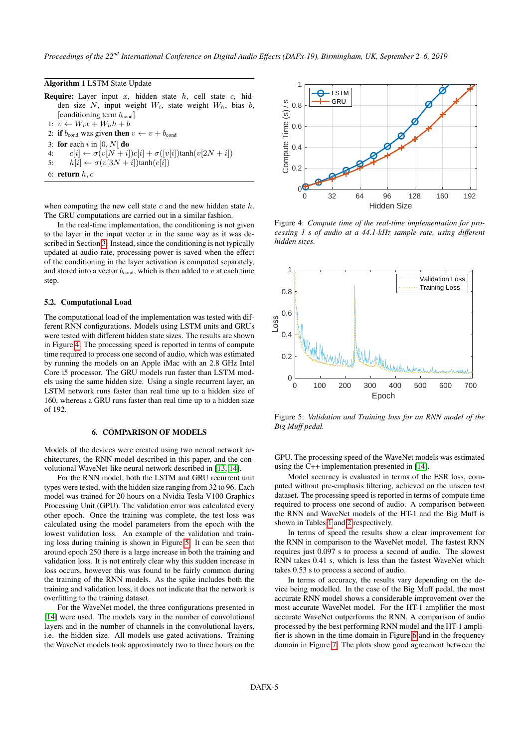**Algorithm 1** LSTM State Update

**Require:** Layer input $x$, hidden state $h$, cell state $c$, hidden size $N$, input weight $W_i$, state weight $W_h$, bias $b$, [conditioning term $b_{\text{cond}}$]

1: $v \leftarrow W_i x + W_h h + b$
2: **if** $b_{\text{cond}}$ was given **then** $v \leftarrow v + b_{\text{cond}}$
3: **for** each $i$ in $[0, N[$ **do**
4: $\quad c[i] \leftarrow \sigma(v[N+i])c[i] + \sigma([v[i])\tanh(v[2N+i])$
5: $\quad h[i] \leftarrow \sigma(v[3N+i])\tanh(c[i])$
6: **return** $h, c$

when computing the new cell state $c$ and the new hidden state $h$. The GRU computations are carried out in a similar fashion.

In the real-time implementation, the conditioning is not given to the layer in the input vector $x$ in the same way as it was described in Section 3. Instead, since the conditioning is not typically updated at audio rate, processing power is saved when the effect of the conditioning in the layer activation is computed separately, and stored into a vector $b_{\text{cond}}$, which is then added to $v$ at each time step.

### 5.2. Computational Load

The computational load of the implementation was tested with different RNN configurations. Models using LSTM units and GRUs were tested with different hidden state sizes. The results are shown in Figure 4. The processing speed is reported in terms of compute time required to process one second of audio, which was estimated by running the models on an Apple iMac with an 2.8 GHz Intel Core i5 processor. The GRU models run faster than LSTM models using the same hidden size. Using a single recurrent layer, an LSTM network runs faster than real time up to a hidden size of 160, whereas a GRU runs faster than real time up to a hidden size of 192.

## 6. COMPARISON OF MODELS

Models of the devices were created using two neural network architectures, the RNN model described in this paper, and the convolutional WaveNet-like neural network described in [13, 14].

For the RNN model, both the LSTM and GRU recurrent unit types were tested, with the hidden size ranging from 32 to 96. Each model was trained for 20 hours on a Nvidia Tesla V100 Graphics Processing Unit (GPU). The validation error was calculated every other epoch. Once the training was complete, the test loss was calculated using the model parameters from the epoch with the lowest validation loss. An example of the validation and training loss during training is shown in Figure 5. It can be seen that around epoch 250 there is a large increase in both the training and validation loss. It is not entirely clear why this sudden increase in loss occurs, however this was found to be fairly common during the training of the RNN models. As the spike includes both the training and validation loss, it does not indicate that the network is overfitting to the training dataset.

For the WaveNet model, the three configurations presented in [14] were used. The models vary in the number of convolutional layers and in the number of channels in the convolutional layers, i.e. the hidden size. All models use gated activations. Training the WaveNet models took approximately two to three hours on the GPU. The processing speed of the WaveNet models was estimated using the C++ implementation presented in [14].

Figure 4: *Compute time of the real-time implementation for processing 1 s of audio at a 44.1-kHz sample rate, using different hidden sizes.*

Figure 5: *Validation and Training loss for an RNN model of the Big Muff pedal.*

Model accuracy is evaluated in terms of the ESR loss, computed without pre-emphasis filtering, achieved on the unseen test dataset. The processing speed is reported in terms of compute time required to process one second of audio. A comparison between the RNN and WaveNet models of the HT-1 and the Big Muff is shown in Tables 1 and 2 respectively.

In terms of speed the results show a clear improvement for the RNN in comparison to the WaveNet model. The fastest RNN requires just 0.097 s to process a second of audio. The slowest RNN takes 0.41 s, which is less than the fastest WaveNet which takes 0.53 s to process a second of audio.

In terms of accuracy, the results vary depending on the device being modelled. In the case of the Big Muff pedal, the most accurate RNN model shows a considerable improvement over the most accurate WaveNet model. For the HT-1 amplifier the most accurate WaveNet outperforms the RNN. A comparison of audio processed by the best performing RNN model and the HT-1 amplifier is shown in the time domain in Figure 6 and in the frequency domain in Figure 7. The plots show good agreement between the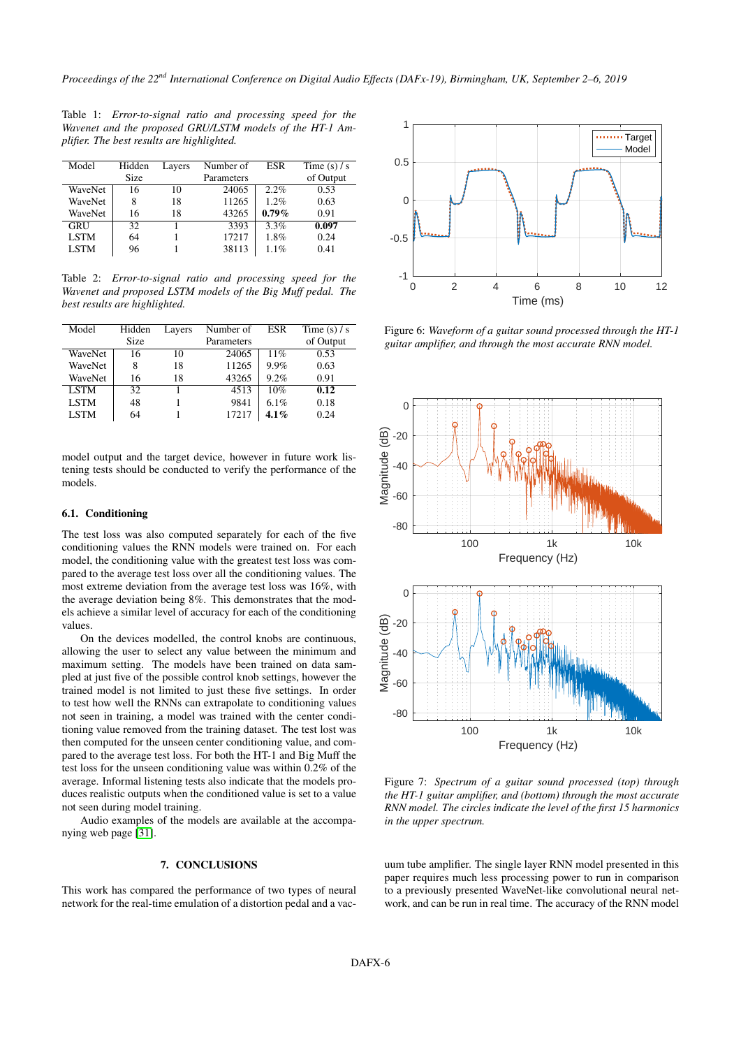Table 1: *Error-to-signal ratio and processing speed for the Wavenet and the proposed GRU/LSTM models of the HT-1 Amplifier. The best results are highlighted.*

| Model | Hidden Size | Layers | Number of Parameters | ESR | Time (s) / s of Output |
|---|---|---|---|---|---|
| WaveNet | 16 | 10 | 24065 | 2.2% | 0.53 |
| WaveNet | 8 | 18 | 11265 | 1.2% | 0.63 |
| WaveNet | 16 | 18 | 43265 | **0.79%** | 0.91 |
| GRU | 32 | 1 | 3393 | 3.3% | **0.097** |
| LSTM | 64 | 1 | 17217 | 1.8% | 0.24 |
| LSTM | 96 | 1 | 38113 | 1.1% | 0.41 |

Table 2: *Error-to-signal ratio and processing speed for the Wavenet and proposed LSTM models of the Big Muff pedal. The best results are highlighted.*

| Model | Hidden Size | Layers | Number of Parameters | ESR | Time (s) / s of Output |
|---|---|---|---|---|---|
| WaveNet | 16 | 10 | 24065 | 11% | 0.53 |
| WaveNet | 8 | 18 | 11265 | 9.9% | 0.63 |
| WaveNet | 16 | 18 | 43265 | 9.2% | 0.91 |
| LSTM | 32 | 1 | 4513 | 10% | **0.12** |
| LSTM | 48 | 1 | 9841 | 6.1% | 0.18 |
| LSTM | 64 | 1 | 17217 | **4.1%** | 0.24 |

model output and the target device, however in future work listening tests should be conducted to verify the performance of the models.

### 6.1. Conditioning

The test loss was also computed separately for each of the five conditioning values the RNN models were trained on. For each model, the conditioning value with the greatest test loss was compared to the average test loss over all the conditioning values. The most extreme deviation from the average test loss was 16%, with the average deviation being 8%. This demonstrates that the models achieve a similar level of accuracy for each of the conditioning values.

On the devices modelled, the control knobs are continuous, allowing the user to select any value between the minimum and maximum setting. The models have been trained on data sampled at just five of the possible control knob settings, however the trained model is not limited to just these five settings. In order to test how well the RNNs can extrapolate to conditioning values not seen in training, a model was trained with the center conditioning value removed from the training dataset. The test lost was then computed for the unseen center conditioning value, and compared to the average test loss. For both the HT-1 and Big Muff the test loss for the unseen conditioning value was within 0.2% of the average. Informal listening tests also indicate that the models produces realistic outputs when the conditioned value is set to a value not seen during model training.

Audio examples of the models are available at the accompanying web page [31].

Figure 6: *Waveform of a guitar sound processed through the HT-1 guitar amplifier, and through the most accurate RNN model.*

Figure 7: *Spectrum of a guitar sound processed (top) through the HT-1 guitar amplifier, and (bottom) through the most accurate RNN model. The circles indicate the level of the first 15 harmonics in the upper spectrum.*

## 7. CONCLUSIONS

This work has compared the performance of two types of neural network for the real-time emulation of a distortion pedal and a vacuum tube amplifier. The single layer RNN model presented in this paper requires much less processing power to run in comparison to a previously presented WaveNet-like convolutional neural network, and can be run in real time. The accuracy of the RNN model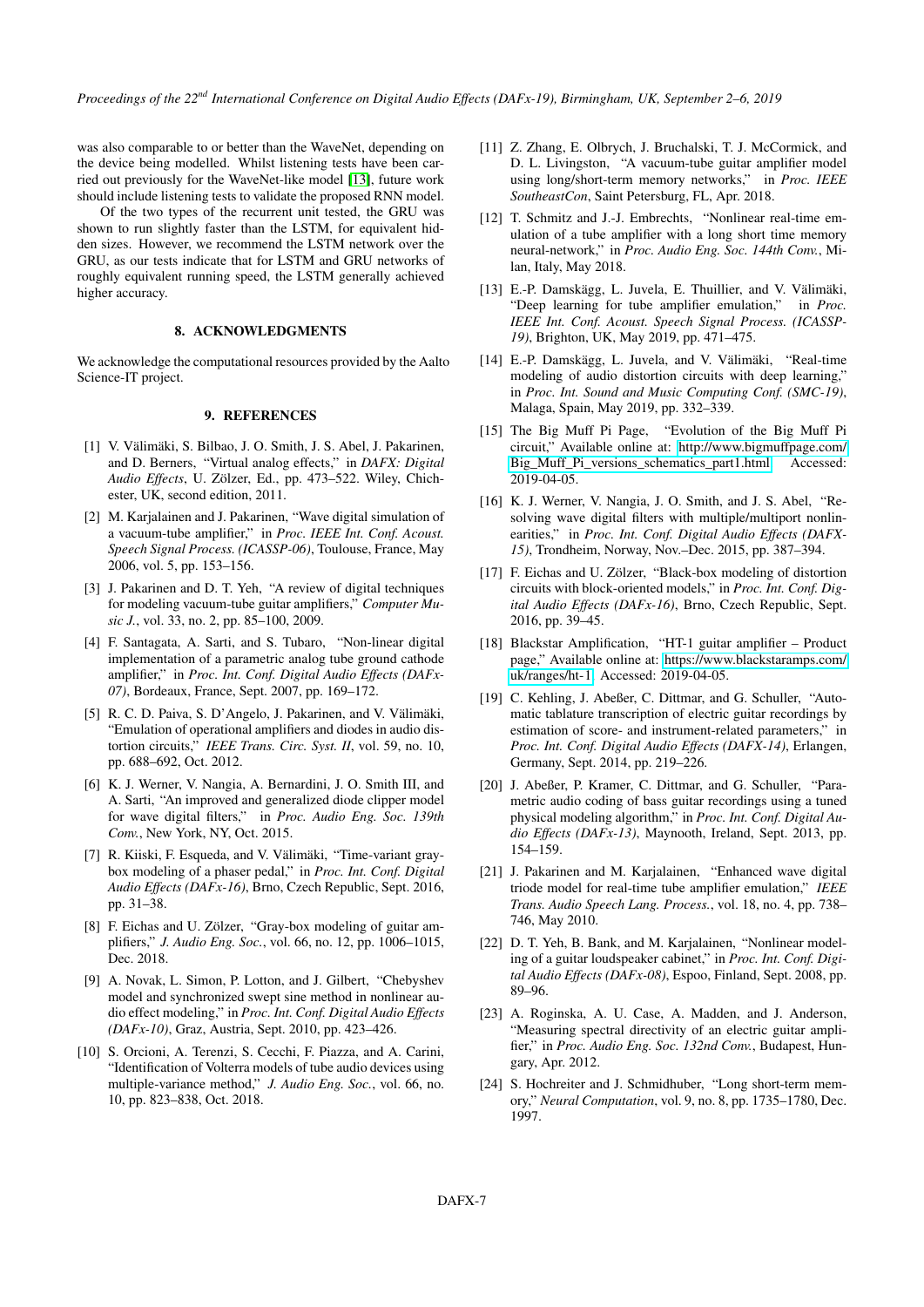was also comparable to or better than the WaveNet, depending on the device being modelled. Whilst listening tests have been carried out previously for the WaveNet-like model [13], future work should include listening tests to validate the proposed RNN model.

Of the two types of the recurrent unit tested, the GRU was shown to run slightly faster than the LSTM, for equivalent hidden sizes. However, we recommend the LSTM network over the GRU, as our tests indicate that for LSTM and GRU networks of roughly equivalent running speed, the LSTM generally achieved higher accuracy.

## 8. ACKNOWLEDGMENTS

We acknowledge the computational resources provided by the Aalto Science-IT project.

## 9. REFERENCES

[1] V. Välimäki, S. Bilbao, J. O. Smith, J. S. Abel, J. Pakarinen, and D. Berners, "Virtual analog effects," in *DAFX: Digital Audio Effects*, U. Zölzer, Ed., pp. 473–522. Wiley, Chichester, UK, second edition, 2011.

[2] M. Karjalainen and J. Pakarinen, "Wave digital simulation of a vacuum-tube amplifier," in *Proc. IEEE Int. Conf. Acoust. Speech Signal Process. (ICASSP-06)*, Toulouse, France, May 2006, vol. 5, pp. 153–156.

[3] J. Pakarinen and D. T. Yeh, "A review of digital techniques for modeling vacuum-tube guitar amplifiers," *Computer Music J.*, vol. 33, no. 2, pp. 85–100, 2009.

[4] F. Santagata, A. Sarti, and S. Tubaro, "Non-linear digital implementation of a parametric analog tube ground cathode amplifier," in *Proc. Int. Conf. Digital Audio Effects (DAFx-07)*, Bordeaux, France, Sept. 2007, pp. 169–172.

[5] R. C. D. Paiva, S. D'Angelo, J. Pakarinen, and V. Välimäki, "Emulation of operational amplifiers and diodes in audio distortion circuits," *IEEE Trans. Circ. Syst. II*, vol. 59, no. 10, pp. 688–692, Oct. 2012.

[6] K. J. Werner, V. Nangia, A. Bernardini, J. O. Smith III, and A. Sarti, "An improved and generalized diode clipper model for wave digital filters," in *Proc. Audio Eng. Soc. 139th Conv.*, New York, NY, Oct. 2015.

[7] R. Kiiski, F. Esqueda, and V. Välimäki, "Time-variant gray-box modeling of a phaser pedal," in *Proc. Int. Conf. Digital Audio Effects (DAFx-16)*, Brno, Czech Republic, Sept. 2016, pp. 31–38.

[8] F. Eichas and U. Zölzer, "Gray-box modeling of guitar amplifiers," *J. Audio Eng. Soc.*, vol. 66, no. 12, pp. 1006–1015, Dec. 2018.

[9] A. Novak, L. Simon, P. Lotton, and J. Gilbert, "Chebyshev model and synchronized swept sine method in nonlinear audio effect modeling," in *Proc. Int. Conf. Digital Audio Effects (DAFx-10)*, Graz, Austria, Sept. 2010, pp. 423–426.

[10] S. Orcioni, A. Terenzi, S. Cecchi, F. Piazza, and A. Carini, "Identification of Volterra models of tube audio devices using multiple-variance method," *J. Audio Eng. Soc.*, vol. 66, no. 10, pp. 823–838, Oct. 2018.

[11] Z. Zhang, E. Olbrych, J. Bruchalski, T. J. McCormick, and D. L. Livingston, "A vacuum-tube guitar amplifier model using long/short-term memory networks," in *Proc. IEEE SoutheastCon*, Saint Petersburg, FL, Apr. 2018.

[12] T. Schmitz and J.-J. Embrechts, "Nonlinear real-time emulation of a tube amplifier with a long short time memory neural-network," in *Proc. Audio Eng. Soc. 144th Conv.*, Milan, Italy, May 2018.

[13] E.-P. Damskägg, L. Juvela, E. Thuillier, and V. Välimäki, "Deep learning for tube amplifier emulation," in *Proc. IEEE Int. Conf. Acoust. Speech Signal Process. (ICASSP-19)*, Brighton, UK, May 2019, pp. 471–475.

[14] E.-P. Damskägg, L. Juvela, and V. Välimäki, "Real-time modeling of audio distortion circuits with deep learning," in *Proc. Int. Sound and Music Computing Conf. (SMC-19)*, Malaga, Spain, May 2019, pp. 332–339.

[15] The Big Muff Pi Page, "Evolution of the Big Muff Pi circuit," Available online at: http://www.bigmuffpage.com/Big_Muff_Pi_versions_schematics_part1.html. Accessed: 2019-04-05.

[16] K. J. Werner, V. Nangia, J. O. Smith, and J. S. Abel, "Resolving wave digital filters with multiple/multiport nonlinearities," in *Proc. Int. Conf. Digital Audio Effects (DAFX-15)*, Trondheim, Norway, Nov.–Dec. 2015, pp. 387–394.

[17] F. Eichas and U. Zölzer, "Black-box modeling of distortion circuits with block-oriented models," in *Proc. Int. Conf. Digital Audio Effects (DAFx-16)*, Brno, Czech Republic, Sept. 2016, pp. 39–45.

[18] Blackstar Amplification, "HT-1 guitar amplifier – Product page," Available online at: https://www.blackstaramps.com/uk/ranges/ht-1. Accessed: 2019-04-05.

[19] C. Kehling, J. Abeßer, C. Dittmar, and G. Schuller, "Automatic tablature transcription of electric guitar recordings by estimation of score- and instrument-related parameters," in *Proc. Int. Conf. Digital Audio Effects (DAFX-14)*, Erlangen, Germany, Sept. 2014, pp. 219–226.

[20] J. Abeßer, P. Kramer, C. Dittmar, and G. Schuller, "Parametric audio coding of bass guitar recordings using a tuned physical modeling algorithm," in *Proc. Int. Conf. Digital Audio Effects (DAFx-13)*, Maynooth, Ireland, Sept. 2013, pp. 154–159.

[21] J. Pakarinen and M. Karjalainen, "Enhanced wave digital triode model for real-time tube amplifier emulation," *IEEE Trans. Audio Speech Lang. Process.*, vol. 18, no. 4, pp. 738–746, May 2010.

[22] D. T. Yeh, B. Bank, and M. Karjalainen, "Nonlinear modeling of a guitar loudspeaker cabinet," in *Proc. Int. Conf. Digital Audio Effects (DAFx-08)*, Espoo, Finland, Sept. 2008, pp. 89–96.

[23] A. Roginska, A. U. Case, A. Madden, and J. Anderson, "Measuring spectral directivity of an electric guitar amplifier," in *Proc. Audio Eng. Soc. 132nd Conv.*, Budapest, Hungary, Apr. 2012.

[24] S. Hochreiter and J. Schmidhuber, "Long short-term memory," *Neural Computation*, vol. 9, no. 8, pp. 1735–1780, Dec. 1997.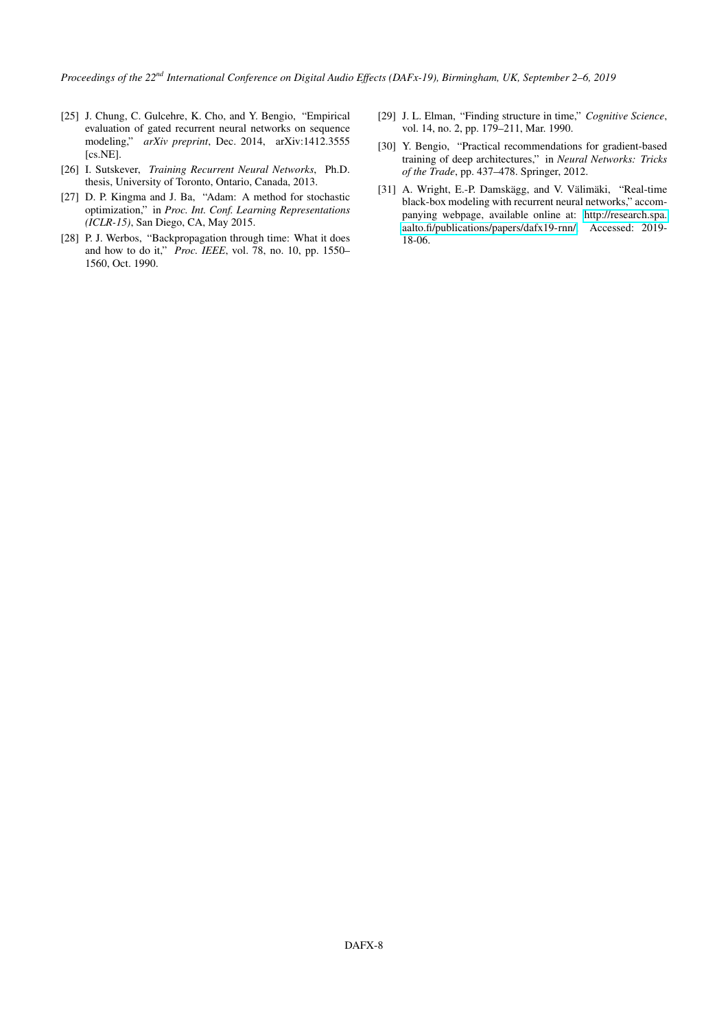[25] J. Chung, C. Gulcehre, K. Cho, and Y. Bengio, "Empirical evaluation of gated recurrent neural networks on sequence modeling," *arXiv preprint*, Dec. 2014, arXiv:1412.3555 [cs.NE].

[26] I. Sutskever, *Training Recurrent Neural Networks*, Ph.D. thesis, University of Toronto, Ontario, Canada, 2013.

[27] D. P. Kingma and J. Ba, "Adam: A method for stochastic optimization," in *Proc. Int. Conf. Learning Representations (ICLR-15)*, San Diego, CA, May 2015.

[28] P. J. Werbos, "Backpropagation through time: What it does and how to do it," *Proc. IEEE*, vol. 78, no. 10, pp. 1550–1560, Oct. 1990.

[29] J. L. Elman, "Finding structure in time," *Cognitive Science*, vol. 14, no. 2, pp. 179–211, Mar. 1990.

[30] Y. Bengio, "Practical recommendations for gradient-based training of deep architectures," in *Neural Networks: Tricks of the Trade*, pp. 437–478. Springer, 2012.

[31] A. Wright, E.-P. Damskägg, and V. Välimäki, "Real-time black-box modeling with recurrent neural networks," accompanying webpage, available online at: http://research.spa.aalto.fi/publications/papers/dafx19-rnn/ Accessed: 2019-18-06.